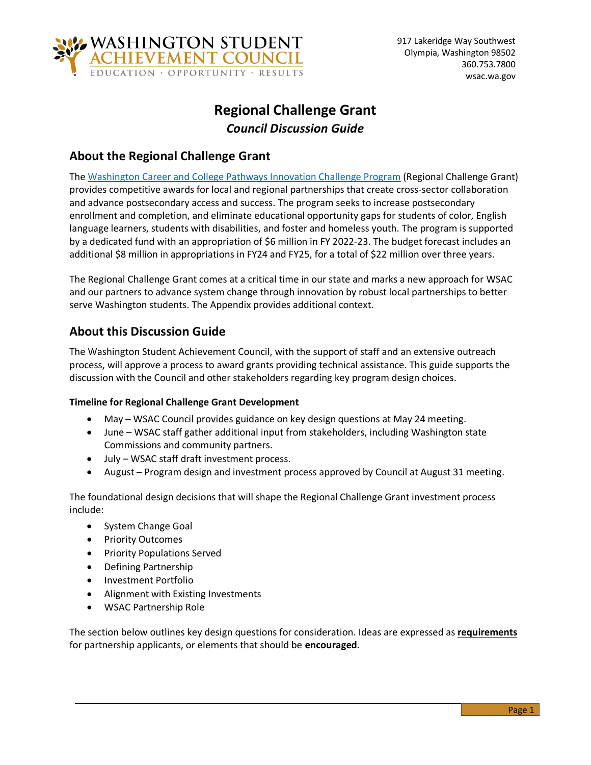# Regional Challenge Grant

***Council Discussion Guide***

## About the Regional Challenge Grant

The [Washington Career and College Pathways Innovation Challenge Program]() (Regional Challenge Grant) provides competitive awards for local and regional partnerships that create cross-sector collaboration and advance postsecondary access and success. The program seeks to increase postsecondary enrollment and completion, and eliminate educational opportunity gaps for students of color, English language learners, students with disabilities, and foster and homeless youth. The program is supported by a dedicated fund with an appropriation of $6 million in FY 2022-23. The budget forecast includes an additional $8 million in appropriations in FY24 and FY25, for a total of $22 million over three years.

The Regional Challenge Grant comes at a critical time in our state and marks a new approach for WSAC and our partners to advance system change through innovation by robust local partnerships to better serve Washington students. The Appendix provides additional context.

## About this Discussion Guide

The Washington Student Achievement Council, with the support of staff and an extensive outreach process, will approve a process to award grants providing technical assistance. This guide supports the discussion with the Council and other stakeholders regarding key program design choices.

**Timeline for Regional Challenge Grant Development**

- May – WSAC Council provides guidance on key design questions at May 24 meeting.
- June – WSAC staff gather additional input from stakeholders, including Washington state Commissions and community partners.
- July – WSAC staff draft investment process.
- August – Program design and investment process approved by Council at August 31 meeting.

The foundational design decisions that will shape the Regional Challenge Grant investment process include:

- System Change Goal
- Priority Outcomes
- Priority Populations Served
- Defining Partnership
- Investment Portfolio
- Alignment with Existing Investments
- WSAC Partnership Role

The section below outlines key design questions for consideration. Ideas are expressed as **requirements** for partnership applicants, or elements that should be **encouraged**.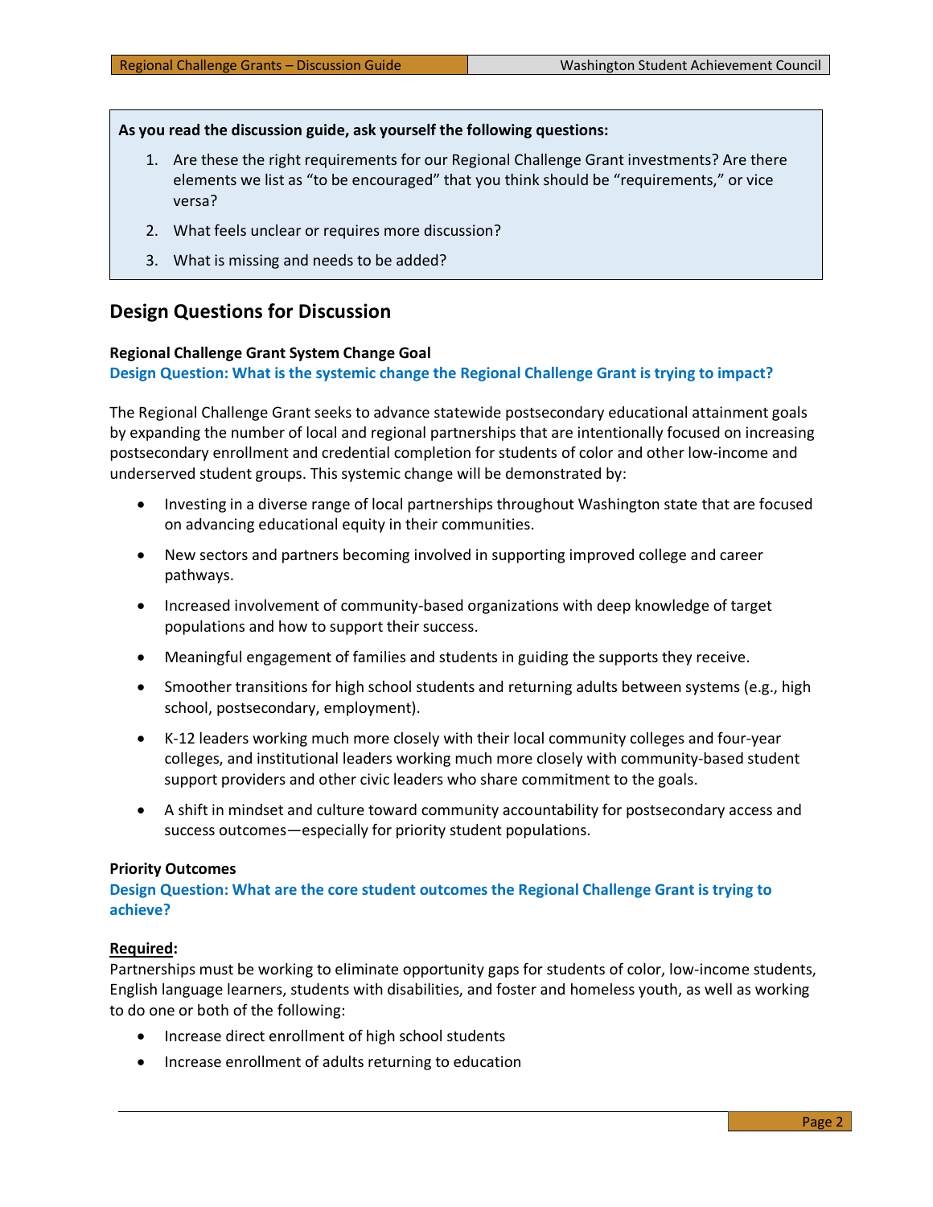**As you read the discussion guide, ask yourself the following questions:**

1. Are these the right requirements for our Regional Challenge Grant investments? Are there elements we list as "to be encouraged" that you think should be "requirements," or vice versa?
2. What feels unclear or requires more discussion?
3. What is missing and needs to be added?

## Design Questions for Discussion

**Regional Challenge Grant System Change Goal**

**Design Question: What is the systemic change the Regional Challenge Grant is trying to impact?**

The Regional Challenge Grant seeks to advance statewide postsecondary educational attainment goals by expanding the number of local and regional partnerships that are intentionally focused on increasing postsecondary enrollment and credential completion for students of color and other low-income and underserved student groups. This systemic change will be demonstrated by:

- Investing in a diverse range of local partnerships throughout Washington state that are focused on advancing educational equity in their communities.
- New sectors and partners becoming involved in supporting improved college and career pathways.
- Increased involvement of community-based organizations with deep knowledge of target populations and how to support their success.
- Meaningful engagement of families and students in guiding the supports they receive.
- Smoother transitions for high school students and returning adults between systems (e.g., high school, postsecondary, employment).
- K-12 leaders working much more closely with their local community colleges and four-year colleges, and institutional leaders working much more closely with community-based student support providers and other civic leaders who share commitment to the goals.
- A shift in mindset and culture toward community accountability for postsecondary access and success outcomes—especially for priority student populations.

**Priority Outcomes**

**Design Question: What are the core student outcomes the Regional Challenge Grant is trying to achieve?**

**Required:**

Partnerships must be working to eliminate opportunity gaps for students of color, low-income students, English language learners, students with disabilities, and foster and homeless youth, as well as working to do one or both of the following:

- Increase direct enrollment of high school students
- Increase enrollment of adults returning to education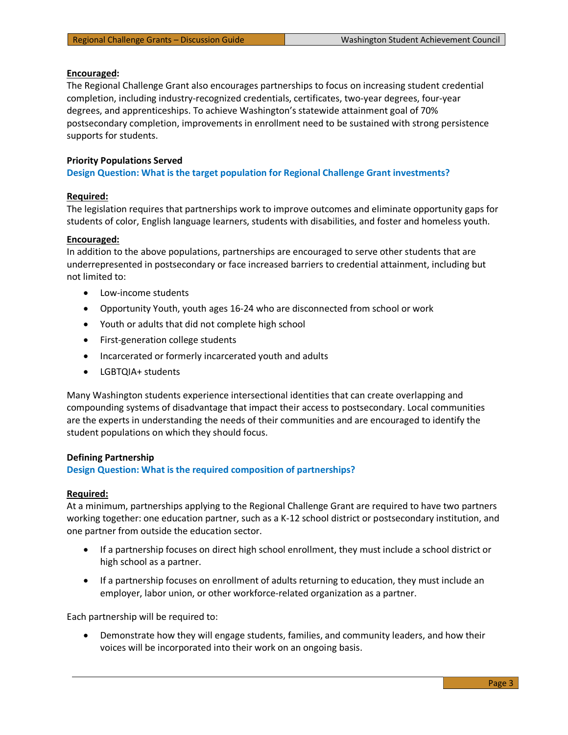**Encouraged:**
The Regional Challenge Grant also encourages partnerships to focus on increasing student credential completion, including industry-recognized credentials, certificates, two-year degrees, four-year degrees, and apprenticeships. To achieve Washington's statewide attainment goal of 70% postsecondary completion, improvements in enrollment need to be sustained with strong persistence supports for students.

### Priority Populations Served

**Design Question: What is the target population for Regional Challenge Grant investments?**

**Required:**
The legislation requires that partnerships work to improve outcomes and eliminate opportunity gaps for students of color, English language learners, students with disabilities, and foster and homeless youth.

**Encouraged:**
In addition to the above populations, partnerships are encouraged to serve other students that are underrepresented in postsecondary or face increased barriers to credential attainment, including but not limited to:

- Low-income students
- Opportunity Youth, youth ages 16-24 who are disconnected from school or work
- Youth or adults that did not complete high school
- First-generation college students
- Incarcerated or formerly incarcerated youth and adults
- LGBTQIA+ students

Many Washington students experience intersectional identities that can create overlapping and compounding systems of disadvantage that impact their access to postsecondary. Local communities are the experts in understanding the needs of their communities and are encouraged to identify the student populations on which they should focus.

### Defining Partnership

**Design Question: What is the required composition of partnerships?**

**Required:**
At a minimum, partnerships applying to the Regional Challenge Grant are required to have two partners working together: one education partner, such as a K-12 school district or postsecondary institution, and one partner from outside the education sector.

- If a partnership focuses on direct high school enrollment, they must include a school district or high school as a partner.
- If a partnership focuses on enrollment of adults returning to education, they must include an employer, labor union, or other workforce-related organization as a partner.

Each partnership will be required to:

- Demonstrate how they will engage students, families, and community leaders, and how their voices will be incorporated into their work on an ongoing basis.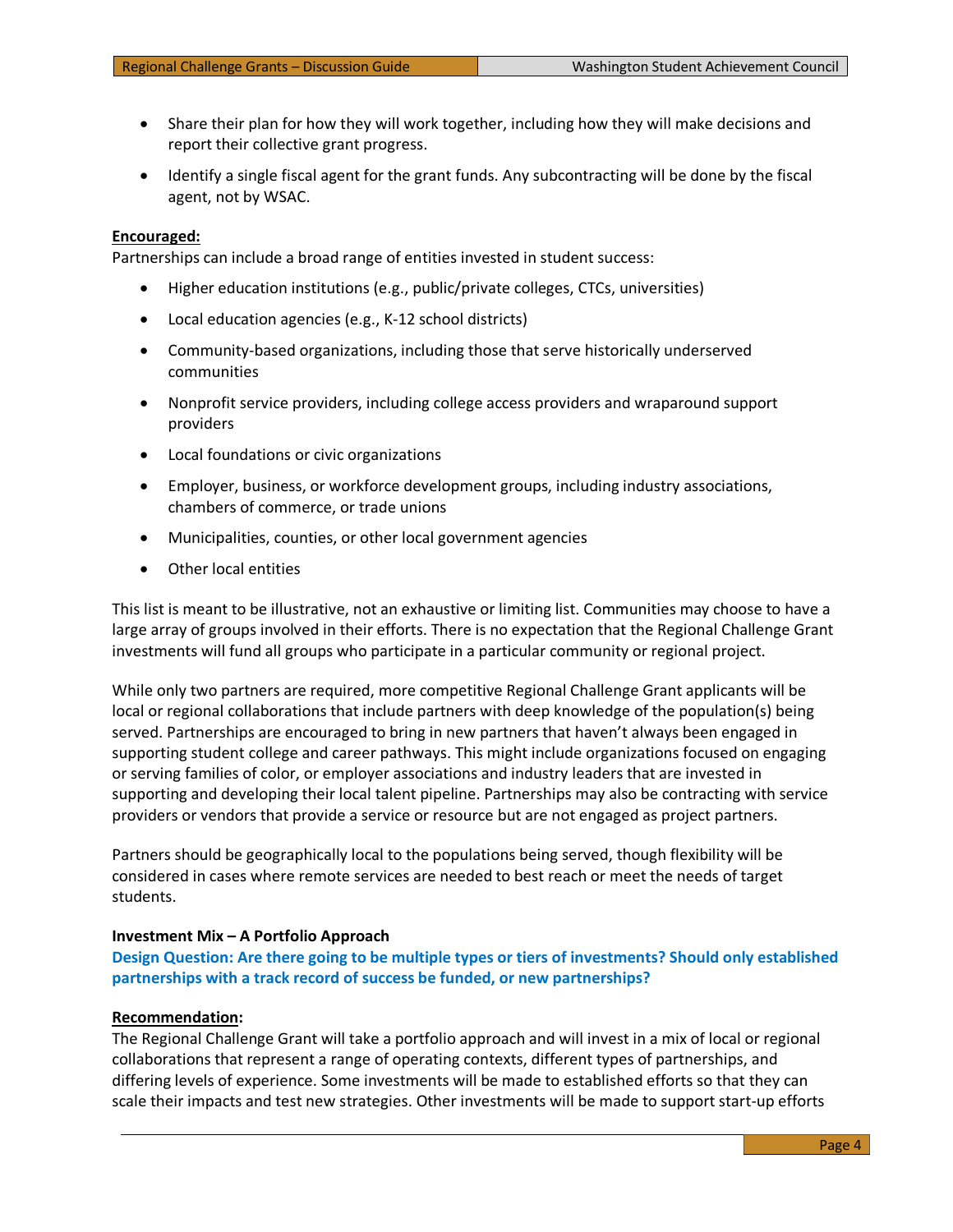- Share their plan for how they will work together, including how they will make decisions and report their collective grant progress.
- Identify a single fiscal agent for the grant funds. Any subcontracting will be done by the fiscal agent, not by WSAC.

**Encouraged:**

Partnerships can include a broad range of entities invested in student success:

- Higher education institutions (e.g., public/private colleges, CTCs, universities)
- Local education agencies (e.g., K-12 school districts)
- Community-based organizations, including those that serve historically underserved communities
- Nonprofit service providers, including college access providers and wraparound support providers
- Local foundations or civic organizations
- Employer, business, or workforce development groups, including industry associations, chambers of commerce, or trade unions
- Municipalities, counties, or other local government agencies
- Other local entities

This list is meant to be illustrative, not an exhaustive or limiting list. Communities may choose to have a large array of groups involved in their efforts. There is no expectation that the Regional Challenge Grant investments will fund all groups who participate in a particular community or regional project.

While only two partners are required, more competitive Regional Challenge Grant applicants will be local or regional collaborations that include partners with deep knowledge of the population(s) being served. Partnerships are encouraged to bring in new partners that haven't always been engaged in supporting student college and career pathways. This might include organizations focused on engaging or serving families of color, or employer associations and industry leaders that are invested in supporting and developing their local talent pipeline. Partnerships may also be contracting with service providers or vendors that provide a service or resource but are not engaged as project partners.

Partners should be geographically local to the populations being served, though flexibility will be considered in cases where remote services are needed to best reach or meet the needs of target students.

**Investment Mix – A Portfolio Approach**

**Design Question: Are there going to be multiple types or tiers of investments? Should only established partnerships with a track record of success be funded, or new partnerships?**

**Recommendation:**

The Regional Challenge Grant will take a portfolio approach and will invest in a mix of local or regional collaborations that represent a range of operating contexts, different types of partnerships, and differing levels of experience. Some investments will be made to established efforts so that they can scale their impacts and test new strategies. Other investments will be made to support start-up efforts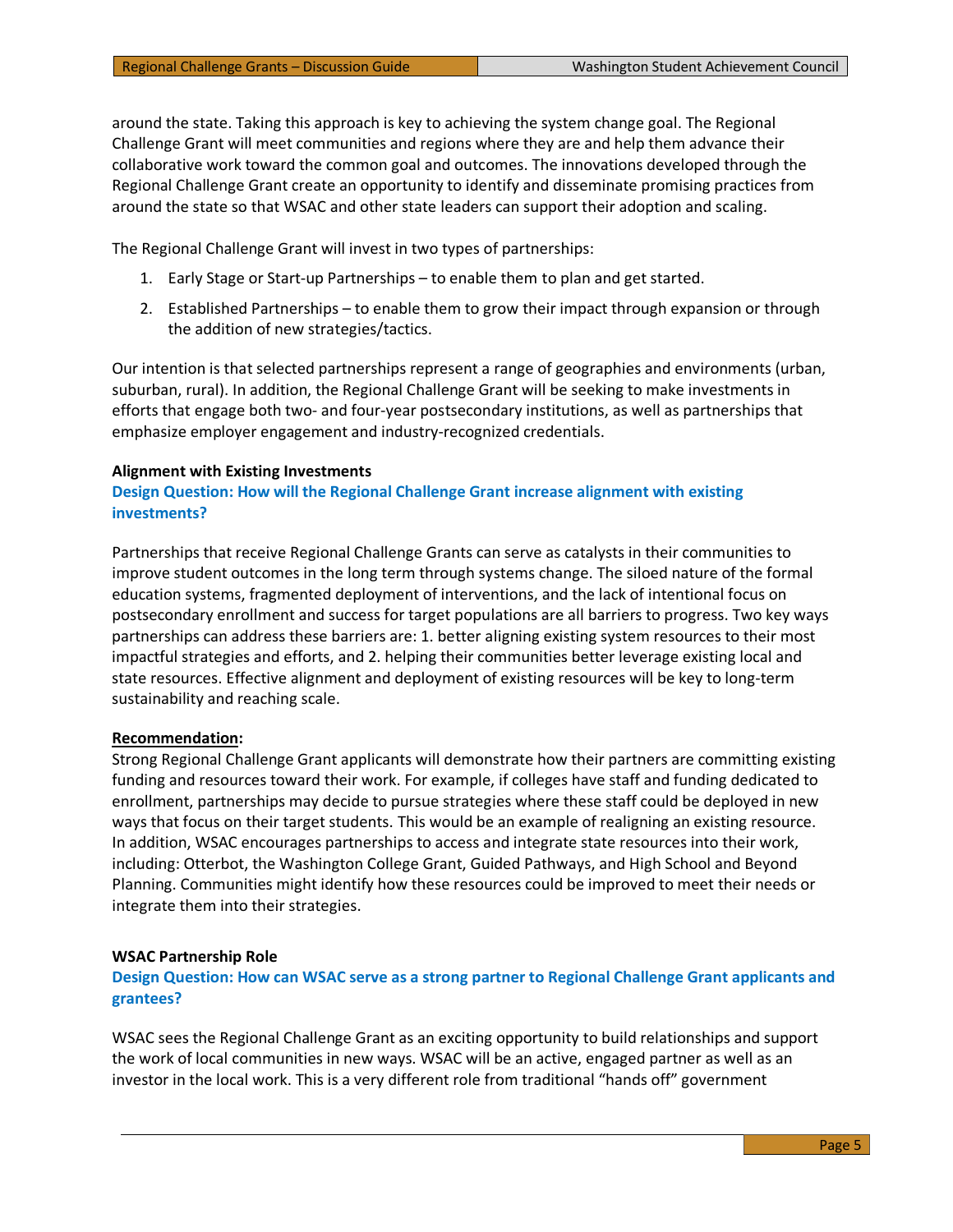around the state. Taking this approach is key to achieving the system change goal. The Regional Challenge Grant will meet communities and regions where they are and help them advance their collaborative work toward the common goal and outcomes. The innovations developed through the Regional Challenge Grant create an opportunity to identify and disseminate promising practices from around the state so that WSAC and other state leaders can support their adoption and scaling.

The Regional Challenge Grant will invest in two types of partnerships:

1. Early Stage or Start-up Partnerships – to enable them to plan and get started.
2. Established Partnerships – to enable them to grow their impact through expansion or through the addition of new strategies/tactics.

Our intention is that selected partnerships represent a range of geographies and environments (urban, suburban, rural). In addition, the Regional Challenge Grant will be seeking to make investments in efforts that engage both two- and four-year postsecondary institutions, as well as partnerships that emphasize employer engagement and industry-recognized credentials.

### Alignment with Existing Investments

**Design Question: How will the Regional Challenge Grant increase alignment with existing investments?**

Partnerships that receive Regional Challenge Grants can serve as catalysts in their communities to improve student outcomes in the long term through systems change. The siloed nature of the formal education systems, fragmented deployment of interventions, and the lack of intentional focus on postsecondary enrollment and success for target populations are all barriers to progress. Two key ways partnerships can address these barriers are: 1. better aligning existing system resources to their most impactful strategies and efforts, and 2. helping their communities better leverage existing local and state resources. Effective alignment and deployment of existing resources will be key to long-term sustainability and reaching scale.

**Recommendation:**
Strong Regional Challenge Grant applicants will demonstrate how their partners are committing existing funding and resources toward their work. For example, if colleges have staff and funding dedicated to enrollment, partnerships may decide to pursue strategies where these staff could be deployed in new ways that focus on their target students. This would be an example of realigning an existing resource. In addition, WSAC encourages partnerships to access and integrate state resources into their work, including: Otterbot, the Washington College Grant, Guided Pathways, and High School and Beyond Planning. Communities might identify how these resources could be improved to meet their needs or integrate them into their strategies.

### WSAC Partnership Role

**Design Question: How can WSAC serve as a strong partner to Regional Challenge Grant applicants and grantees?**

WSAC sees the Regional Challenge Grant as an exciting opportunity to build relationships and support the work of local communities in new ways. WSAC will be an active, engaged partner as well as an investor in the local work. This is a very different role from traditional “hands off” government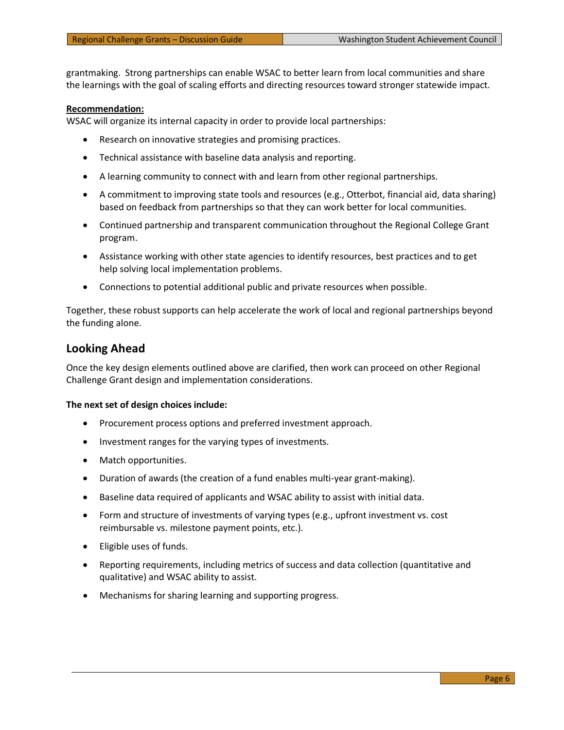grantmaking. Strong partnerships can enable WSAC to better learn from local communities and share the learnings with the goal of scaling efforts and directing resources toward stronger statewide impact.

**Recommendation:**

WSAC will organize its internal capacity in order to provide local partnerships:

- Research on innovative strategies and promising practices.
- Technical assistance with baseline data analysis and reporting.
- A learning community to connect with and learn from other regional partnerships.
- A commitment to improving state tools and resources (e.g., Otterbot, financial aid, data sharing) based on feedback from partnerships so that they can work better for local communities.
- Continued partnership and transparent communication throughout the Regional College Grant program.
- Assistance working with other state agencies to identify resources, best practices and to get help solving local implementation problems.
- Connections to potential additional public and private resources when possible.

Together, these robust supports can help accelerate the work of local and regional partnerships beyond the funding alone.

## Looking Ahead

Once the key design elements outlined above are clarified, then work can proceed on other Regional Challenge Grant design and implementation considerations.

**The next set of design choices include:**

- Procurement process options and preferred investment approach.
- Investment ranges for the varying types of investments.
- Match opportunities.
- Duration of awards (the creation of a fund enables multi-year grant-making).
- Baseline data required of applicants and WSAC ability to assist with initial data.
- Form and structure of investments of varying types (e.g., upfront investment vs. cost reimbursable vs. milestone payment points, etc.).
- Eligible uses of funds.
- Reporting requirements, including metrics of success and data collection (quantitative and qualitative) and WSAC ability to assist.
- Mechanisms for sharing learning and supporting progress.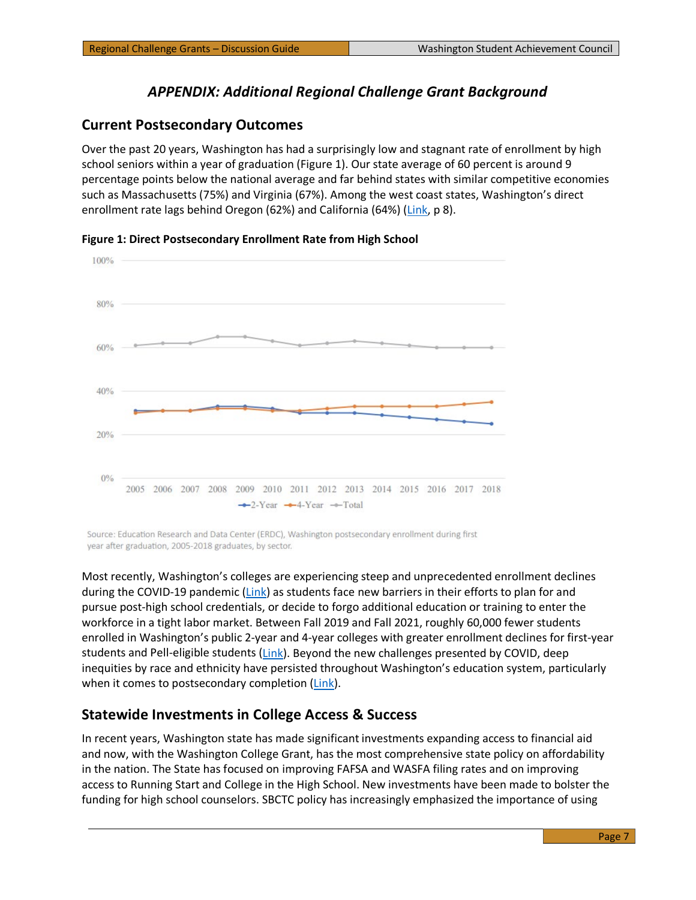# *APPENDIX: Additional Regional Challenge Grant Background*

## Current Postsecondary Outcomes

Over the past 20 years, Washington has had a surprisingly low and stagnant rate of enrollment by high school seniors within a year of graduation (Figure 1). Our state average of 60 percent is around 9 percentage points below the national average and far behind states with similar competitive economies such as Massachusetts (75%) and Virginia (67%). Among the west coast states, Washington's direct enrollment rate lags behind Oregon (62%) and California (64%) (Link, p 8).

**Figure 1: Direct Postsecondary Enrollment Rate from High School**

Source: Education Research and Data Center (ERDC), Washington postsecondary enrollment during first year after graduation, 2005-2018 graduates, by sector.

Most recently, Washington's colleges are experiencing steep and unprecedented enrollment declines during the COVID-19 pandemic (Link) as students face new barriers in their efforts to plan for and pursue post-high school credentials, or decide to forgo additional education or training to enter the workforce in a tight labor market. Between Fall 2019 and Fall 2021, roughly 60,000 fewer students enrolled in Washington's public 2-year and 4-year colleges with greater enrollment declines for first-year students and Pell-eligible students (Link). Beyond the new challenges presented by COVID, deep inequities by race and ethnicity have persisted throughout Washington's education system, particularly when it comes to postsecondary completion (Link).

## Statewide Investments in College Access & Success

In recent years, Washington state has made significant investments expanding access to financial aid and now, with the Washington College Grant, has the most comprehensive state policy on affordability in the nation. The State has focused on improving FAFSA and WASFA filing rates and on improving access to Running Start and College in the High School. New investments have been made to bolster the funding for high school counselors. SBCTC policy has increasingly emphasized the importance of using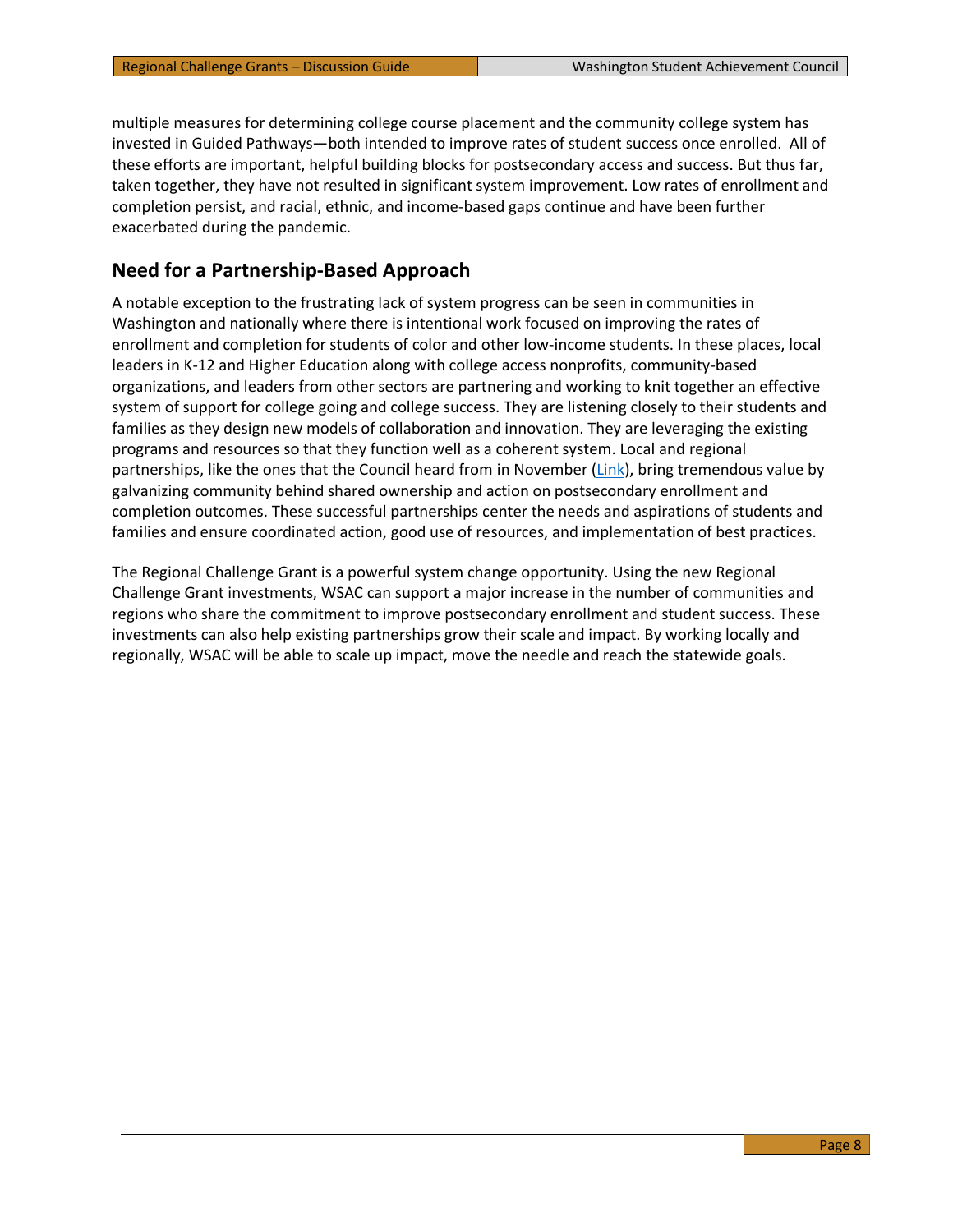multiple measures for determining college course placement and the community college system has invested in Guided Pathways—both intended to improve rates of student success once enrolled. All of these efforts are important, helpful building blocks for postsecondary access and success. But thus far, taken together, they have not resulted in significant system improvement. Low rates of enrollment and completion persist, and racial, ethnic, and income-based gaps continue and have been further exacerbated during the pandemic.

## Need for a Partnership-Based Approach

A notable exception to the frustrating lack of system progress can be seen in communities in Washington and nationally where there is intentional work focused on improving the rates of enrollment and completion for students of color and other low-income students. In these places, local leaders in K-12 and Higher Education along with college access nonprofits, community-based organizations, and leaders from other sectors are partnering and working to knit together an effective system of support for college going and college success. They are listening closely to their students and families as they design new models of collaboration and innovation. They are leveraging the existing programs and resources so that they function well as a coherent system. Local and regional partnerships, like the ones that the Council heard from in November (Link), bring tremendous value by galvanizing community behind shared ownership and action on postsecondary enrollment and completion outcomes. These successful partnerships center the needs and aspirations of students and families and ensure coordinated action, good use of resources, and implementation of best practices.

The Regional Challenge Grant is a powerful system change opportunity. Using the new Regional Challenge Grant investments, WSAC can support a major increase in the number of communities and regions who share the commitment to improve postsecondary enrollment and student success. These investments can also help existing partnerships grow their scale and impact. By working locally and regionally, WSAC will be able to scale up impact, move the needle and reach the statewide goals.